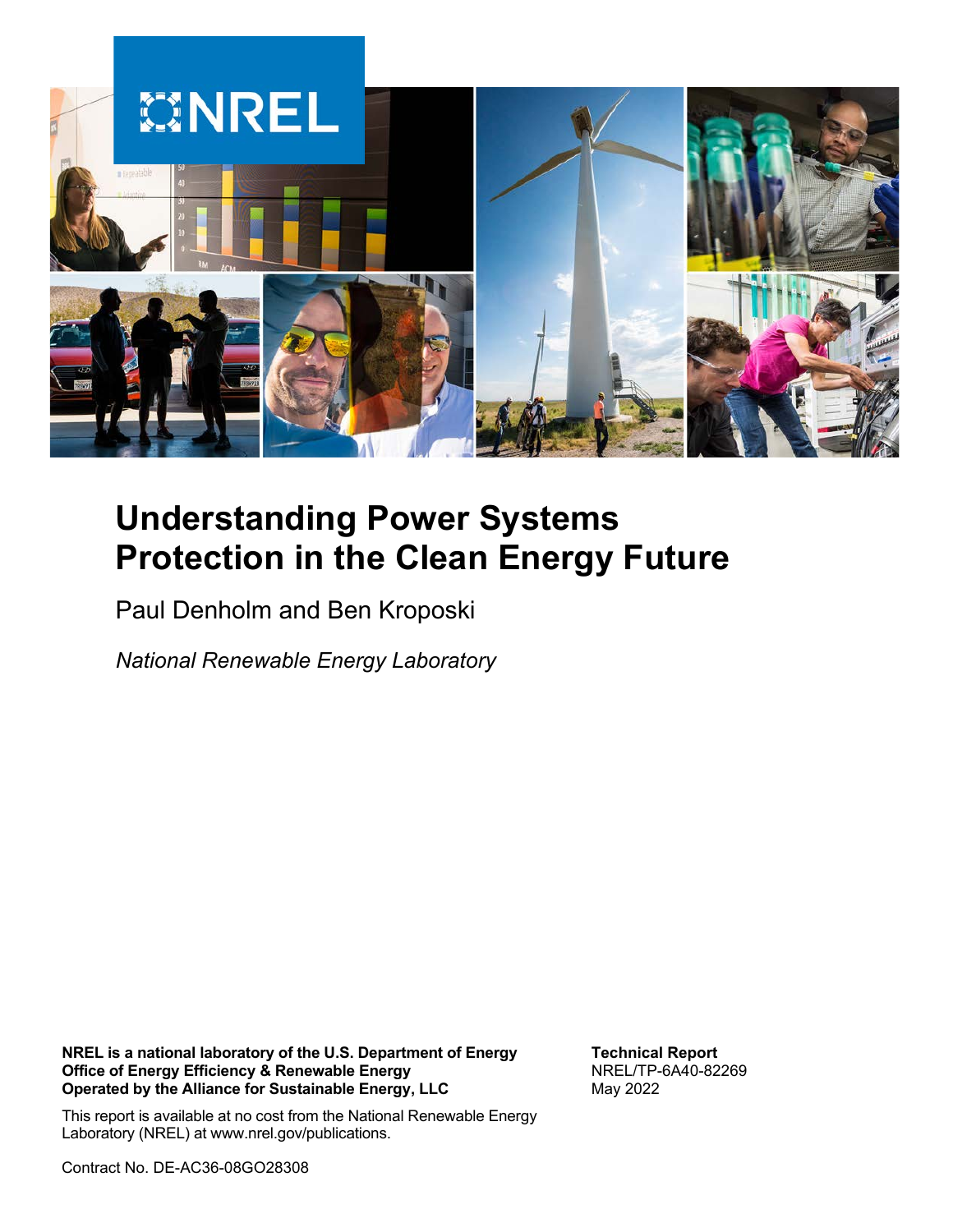NREL

# Understanding Power Systems Protection in the Clean Energy Future

Paul Denholm and Ben Kroposki

*National Renewable Energy Laboratory*

**NREL is a national laboratory of the U.S. Department of Energy**
**Office of Energy Efficiency & Renewable Energy**
**Operated by the Alliance for Sustainable Energy, LLC**

This report is available at no cost from the National Renewable Energy Laboratory (NREL) at www.nrel.gov/publications.

Contract No. DE-AC36-08GO28308

**Technical Report**
NREL/TP-6A40-82269
May 2022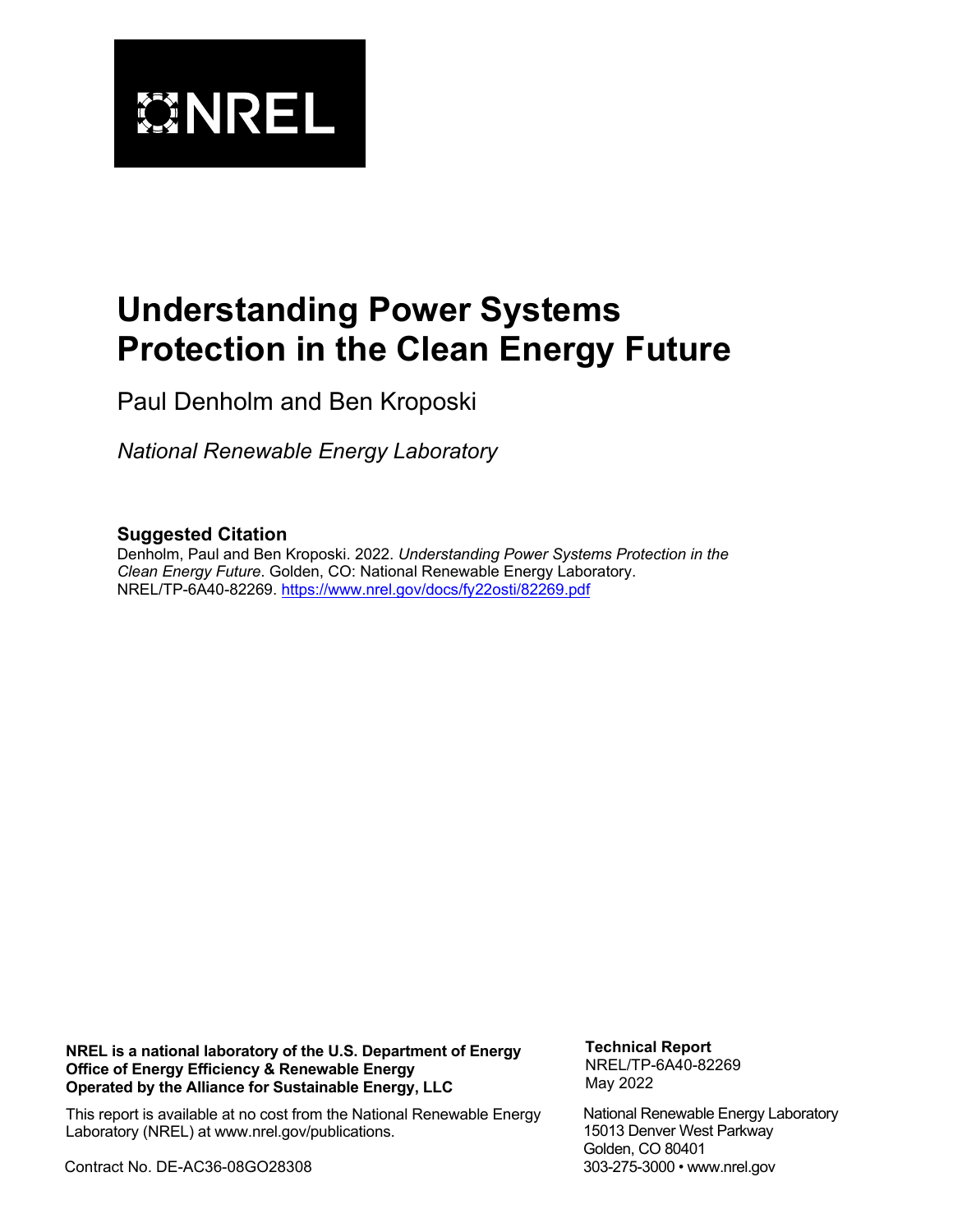# Understanding Power Systems Protection in the Clean Energy Future

Paul Denholm and Ben Kroposki

*National Renewable Energy Laboratory*

## Suggested Citation

Denholm, Paul and Ben Kroposki. 2022. *Understanding Power Systems Protection in the Clean Energy Future*. Golden, CO: National Renewable Energy Laboratory. NREL/TP-6A40-82269. https://www.nrel.gov/docs/fy22osti/82269.pdf

**NREL is a national laboratory of the U.S. Department of Energy**
**Office of Energy Efficiency & Renewable Energy**
**Operated by the Alliance for Sustainable Energy, LLC**

This report is available at no cost from the National Renewable Energy Laboratory (NREL) at www.nrel.gov/publications.

Contract No. DE-AC36-08GO28308

**Technical Report**
NREL/TP-6A40-82269
May 2022

National Renewable Energy Laboratory
15013 Denver West Parkway
Golden, CO 80401
303-275-3000 • www.nrel.gov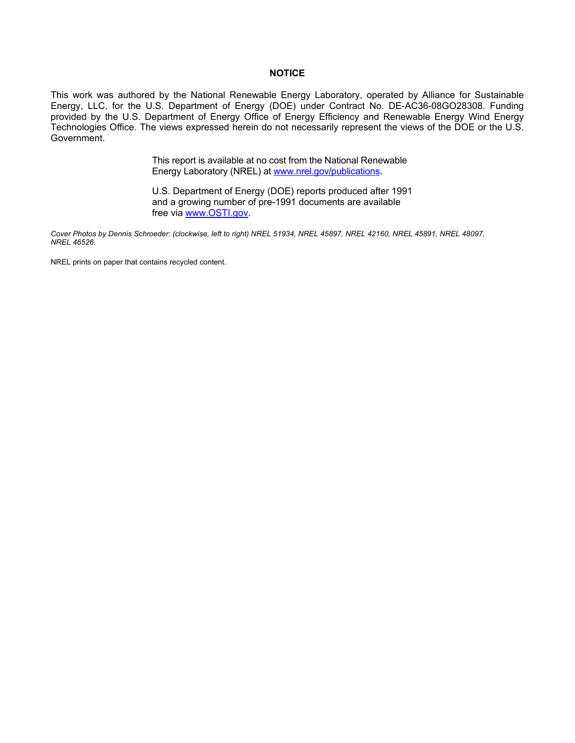**NOTICE**

This work was authored by the National Renewable Energy Laboratory, operated by Alliance for Sustainable Energy, LLC, for the U.S. Department of Energy (DOE) under Contract No. DE-AC36-08GO28308. Funding provided by the U.S. Department of Energy Office of Energy Efficiency and Renewable Energy Wind Energy Technologies Office. The views expressed herein do not necessarily represent the views of the DOE or the U.S. Government.

This report is available at no cost from the National Renewable Energy Laboratory (NREL) at [www.nrel.gov/publications](www.nrel.gov/publications).

U.S. Department of Energy (DOE) reports produced after 1991 and a growing number of pre-1991 documents are available free via [www.OSTI.gov](www.OSTI.gov).

*Cover Photos by Dennis Schroeder: (clockwise, left to right) NREL 51934, NREL 45897, NREL 42160, NREL 45891, NREL 48097, NREL 46526.*

NREL prints on paper that contains recycled content.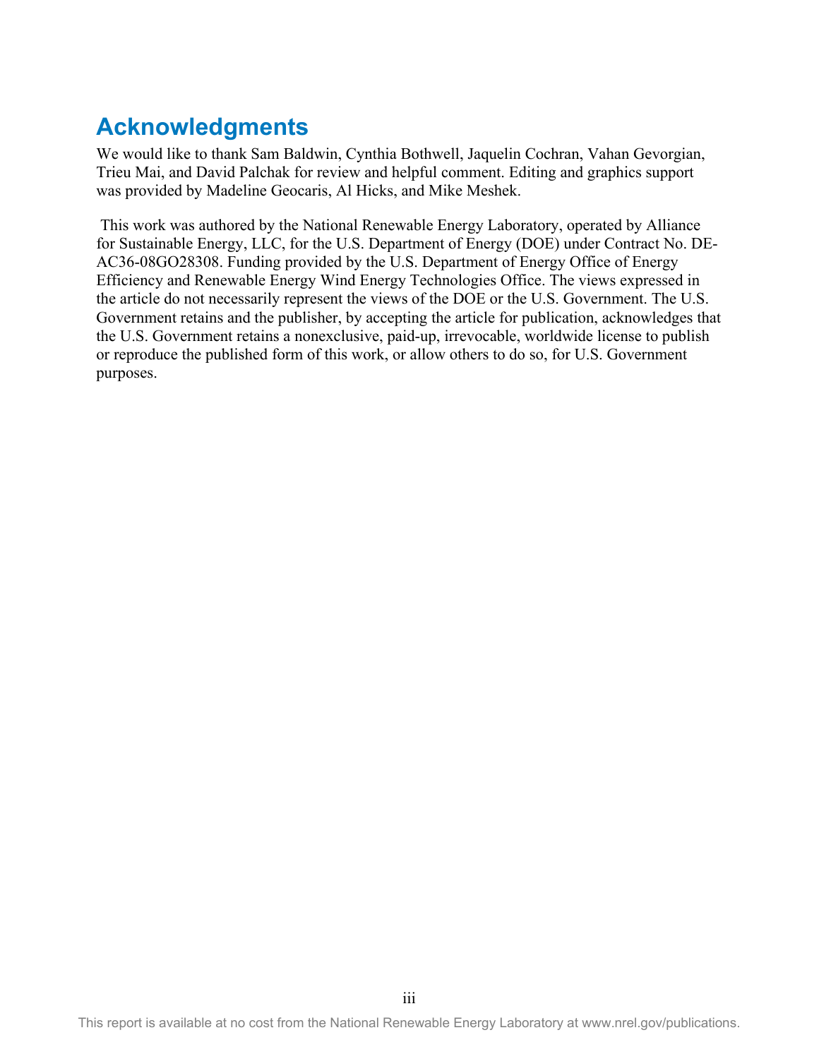## Acknowledgments

We would like to thank Sam Baldwin, Cynthia Bothwell, Jaquelin Cochran, Vahan Gevorgian, Trieu Mai, and David Palchak for review and helpful comment. Editing and graphics support was provided by Madeline Geocaris, Al Hicks, and Mike Meshek.

This work was authored by the National Renewable Energy Laboratory, operated by Alliance for Sustainable Energy, LLC, for the U.S. Department of Energy (DOE) under Contract No. DE-AC36-08GO28308. Funding provided by the U.S. Department of Energy Office of Energy Efficiency and Renewable Energy Wind Energy Technologies Office. The views expressed in the article do not necessarily represent the views of the DOE or the U.S. Government. The U.S. Government retains and the publisher, by accepting the article for publication, acknowledges that the U.S. Government retains a nonexclusive, paid-up, irrevocable, worldwide license to publish or reproduce the published form of this work, or allow others to do so, for U.S. Government purposes.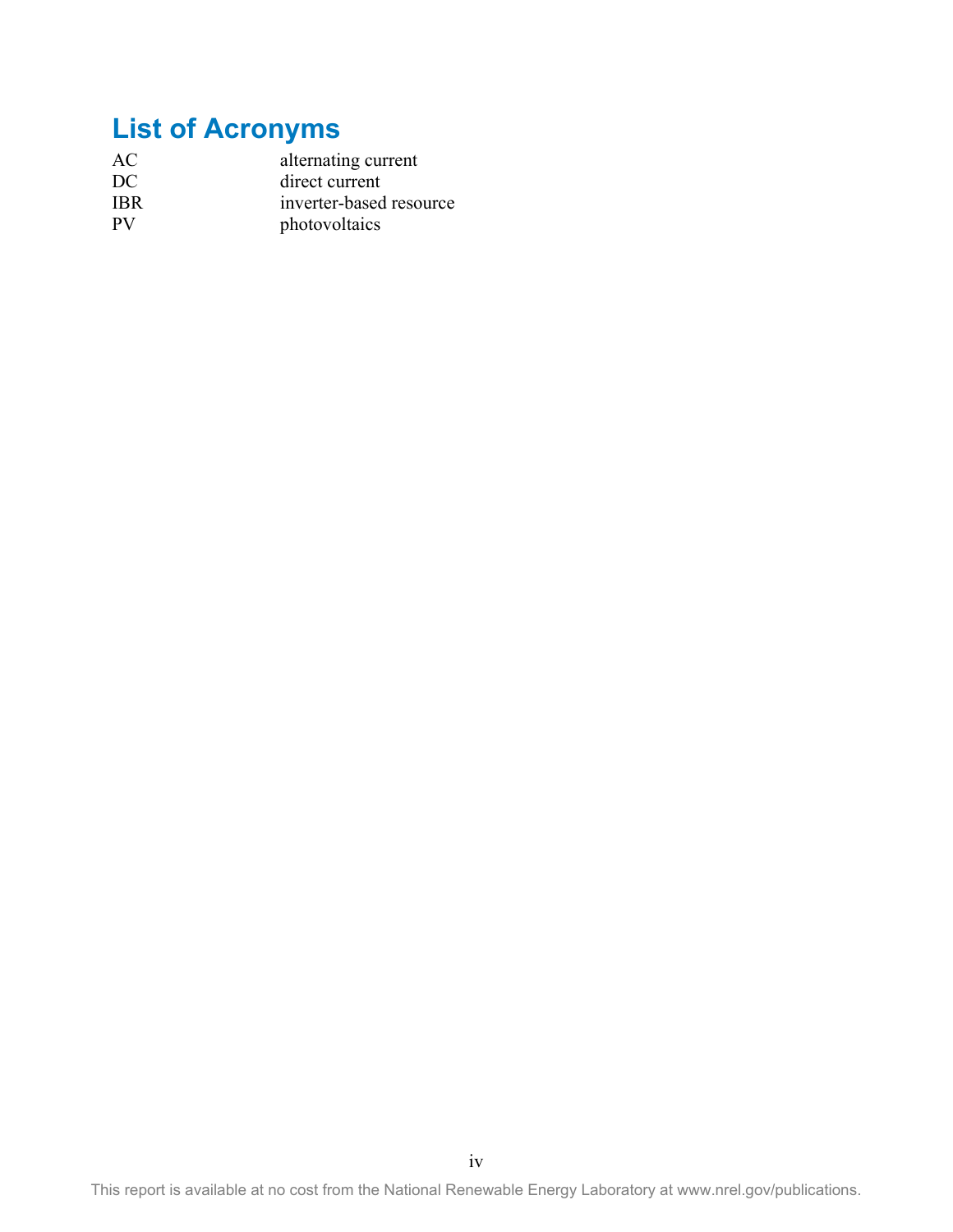# List of Acronyms

| | |
|---|---|
| AC | alternating current |
| DC | direct current |
| IBR | inverter-based resource |
| PV | photovoltaics |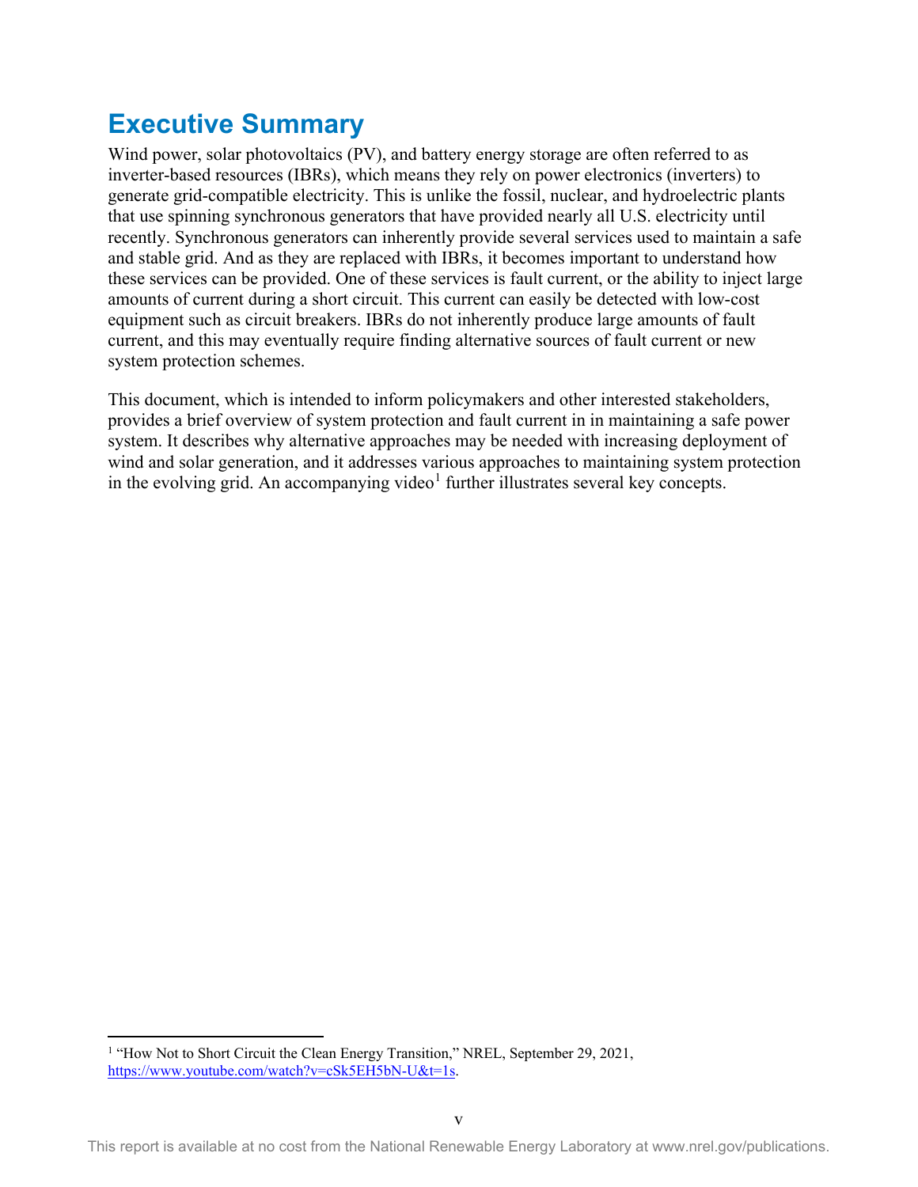# Executive Summary

Wind power, solar photovoltaics (PV), and battery energy storage are often referred to as inverter-based resources (IBRs), which means they rely on power electronics (inverters) to generate grid-compatible electricity. This is unlike the fossil, nuclear, and hydroelectric plants that use spinning synchronous generators that have provided nearly all U.S. electricity until recently. Synchronous generators can inherently provide several services used to maintain a safe and stable grid. And as they are replaced with IBRs, it becomes important to understand how these services can be provided. One of these services is fault current, or the ability to inject large amounts of current during a short circuit. This current can easily be detected with low-cost equipment such as circuit breakers. IBRs do not inherently produce large amounts of fault current, and this may eventually require finding alternative sources of fault current or new system protection schemes.

This document, which is intended to inform policymakers and other interested stakeholders, provides a brief overview of system protection and fault current in in maintaining a safe power system. It describes why alternative approaches may be needed with increasing deployment of wind and solar generation, and it addresses various approaches to maintaining system protection in the evolving grid. An accompanying video[1] further illustrates several key concepts.

[1] "How Not to Short Circuit the Clean Energy Transition," NREL, September 29, 2021, https://www.youtube.com/watch?v=cSk5EH5bN-U&t=1s.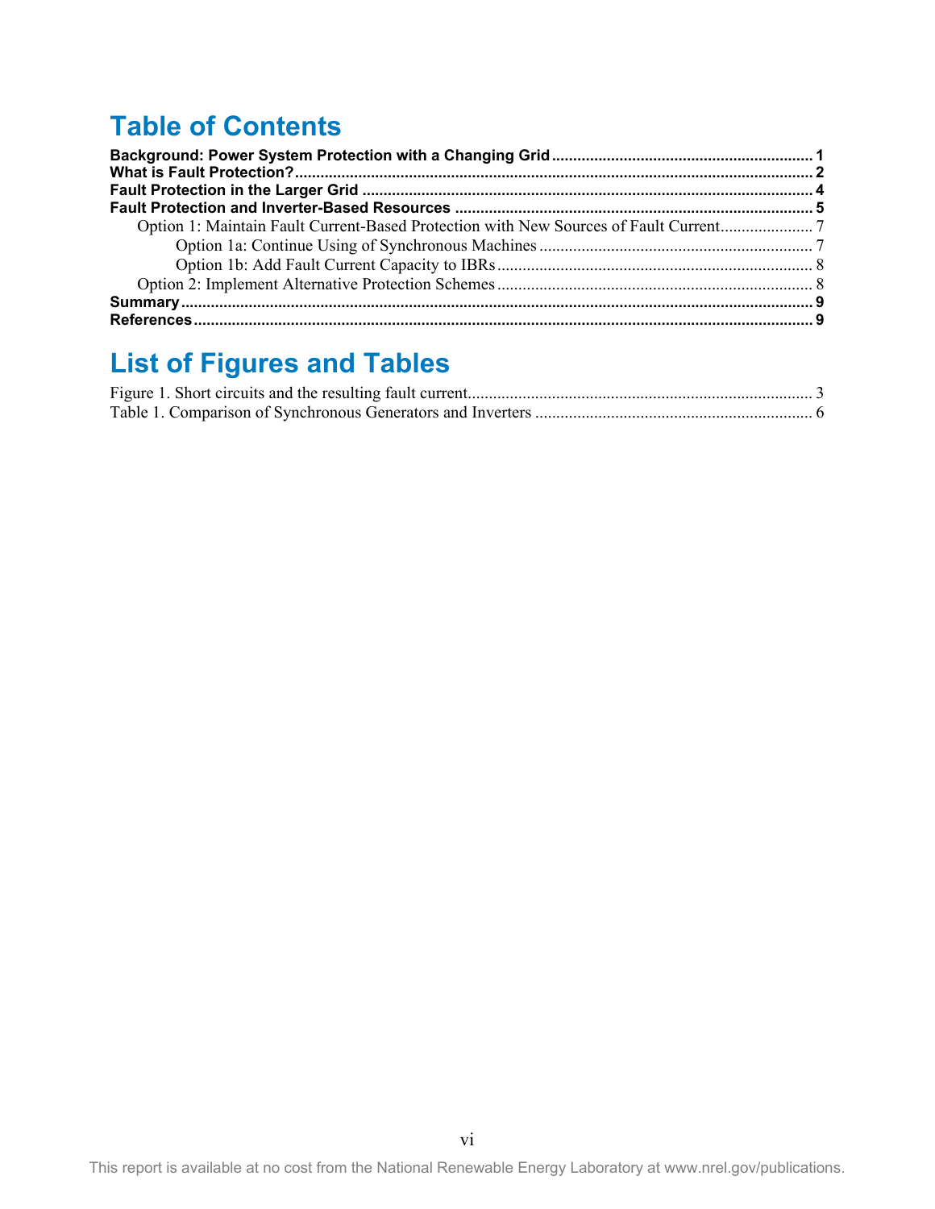# Table of Contents

**Background: Power System Protection with a Changing Grid** ........ **1**
**What is Fault Protection?** ........ **2**
**Fault Protection in the Larger Grid** ........ **4**
**Fault Protection and Inverter-Based Resources** ........ **5**
- Option 1: Maintain Fault Current-Based Protection with New Sources of Fault Current ........ 7
  - Option 1a: Continue Using of Synchronous Machines ........ 7
  - Option 1b: Add Fault Current Capacity to IBRs ........ 8
- Option 2: Implement Alternative Protection Schemes ........ 8

**Summary** ........ **9**
**References** ........ **9**

# List of Figures and Tables

Figure 1. Short circuits and the resulting fault current ........ 3
Table 1. Comparison of Synchronous Generators and Inverters ........ 6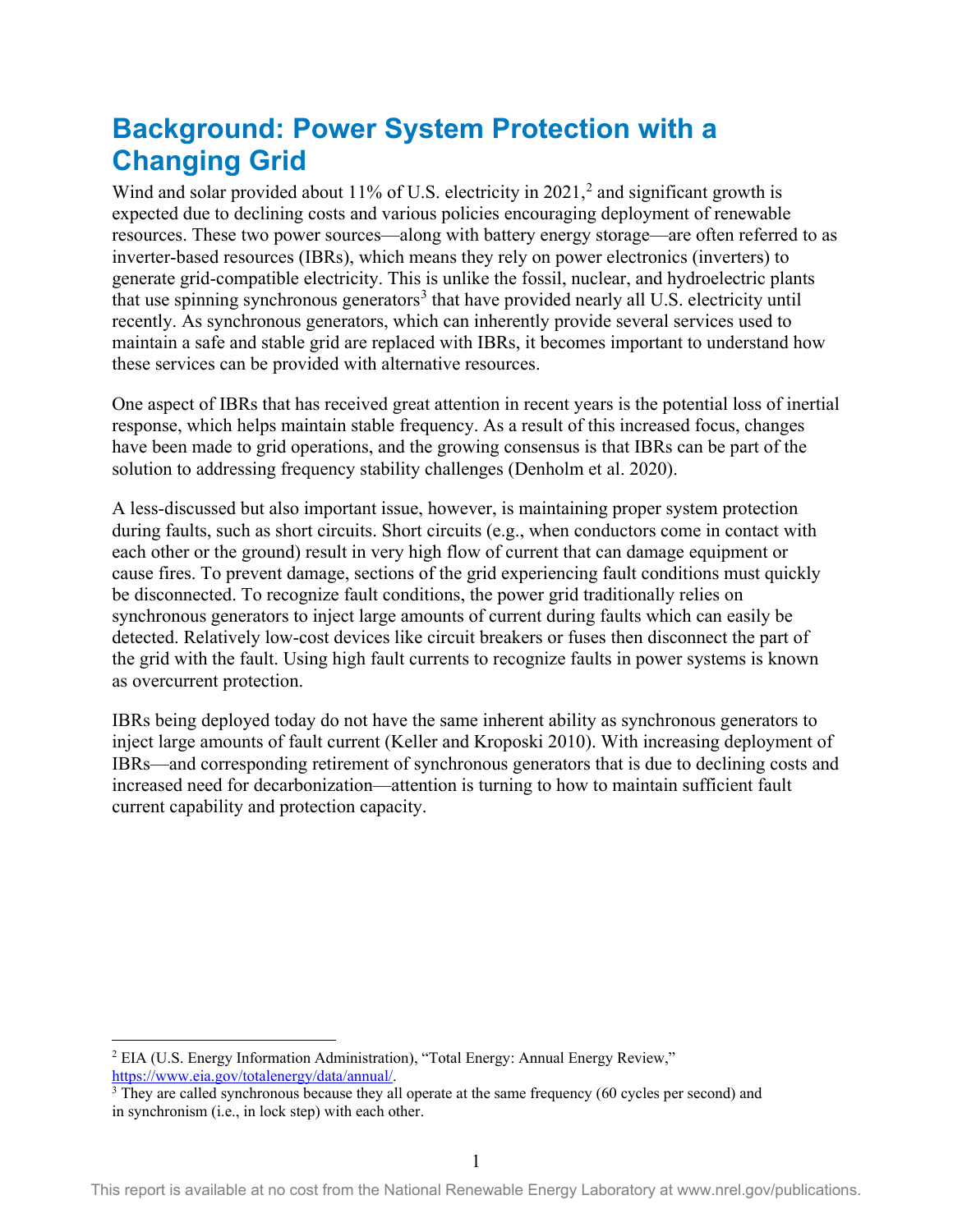# Background: Power System Protection with a Changing Grid

Wind and solar provided about 11% of U.S. electricity in 2021,[2] and significant growth is expected due to declining costs and various policies encouraging deployment of renewable resources. These two power sources—along with battery energy storage—are often referred to as inverter-based resources (IBRs), which means they rely on power electronics (inverters) to generate grid-compatible electricity. This is unlike the fossil, nuclear, and hydroelectric plants that use spinning synchronous generators[3] that have provided nearly all U.S. electricity until recently. As synchronous generators, which can inherently provide several services used to maintain a safe and stable grid are replaced with IBRs, it becomes important to understand how these services can be provided with alternative resources.

One aspect of IBRs that has received great attention in recent years is the potential loss of inertial response, which helps maintain stable frequency. As a result of this increased focus, changes have been made to grid operations, and the growing consensus is that IBRs can be part of the solution to addressing frequency stability challenges (Denholm et al. 2020).

A less-discussed but also important issue, however, is maintaining proper system protection during faults, such as short circuits. Short circuits (e.g., when conductors come in contact with each other or the ground) result in very high flow of current that can damage equipment or cause fires. To prevent damage, sections of the grid experiencing fault conditions must quickly be disconnected. To recognize fault conditions, the power grid traditionally relies on synchronous generators to inject large amounts of current during faults which can easily be detected. Relatively low-cost devices like circuit breakers or fuses then disconnect the part of the grid with the fault. Using high fault currents to recognize faults in power systems is known as overcurrent protection.

IBRs being deployed today do not have the same inherent ability as synchronous generators to inject large amounts of fault current (Keller and Kroposki 2010). With increasing deployment of IBRs—and corresponding retirement of synchronous generators that is due to declining costs and increased need for decarbonization—attention is turning to how to maintain sufficient fault current capability and protection capacity.

---

[2] EIA (U.S. Energy Information Administration), "Total Energy: Annual Energy Review," https://www.eia.gov/totalenergy/data/annual/.

[3] They are called synchronous because they all operate at the same frequency (60 cycles per second) and in synchronism (i.e., in lock step) with each other.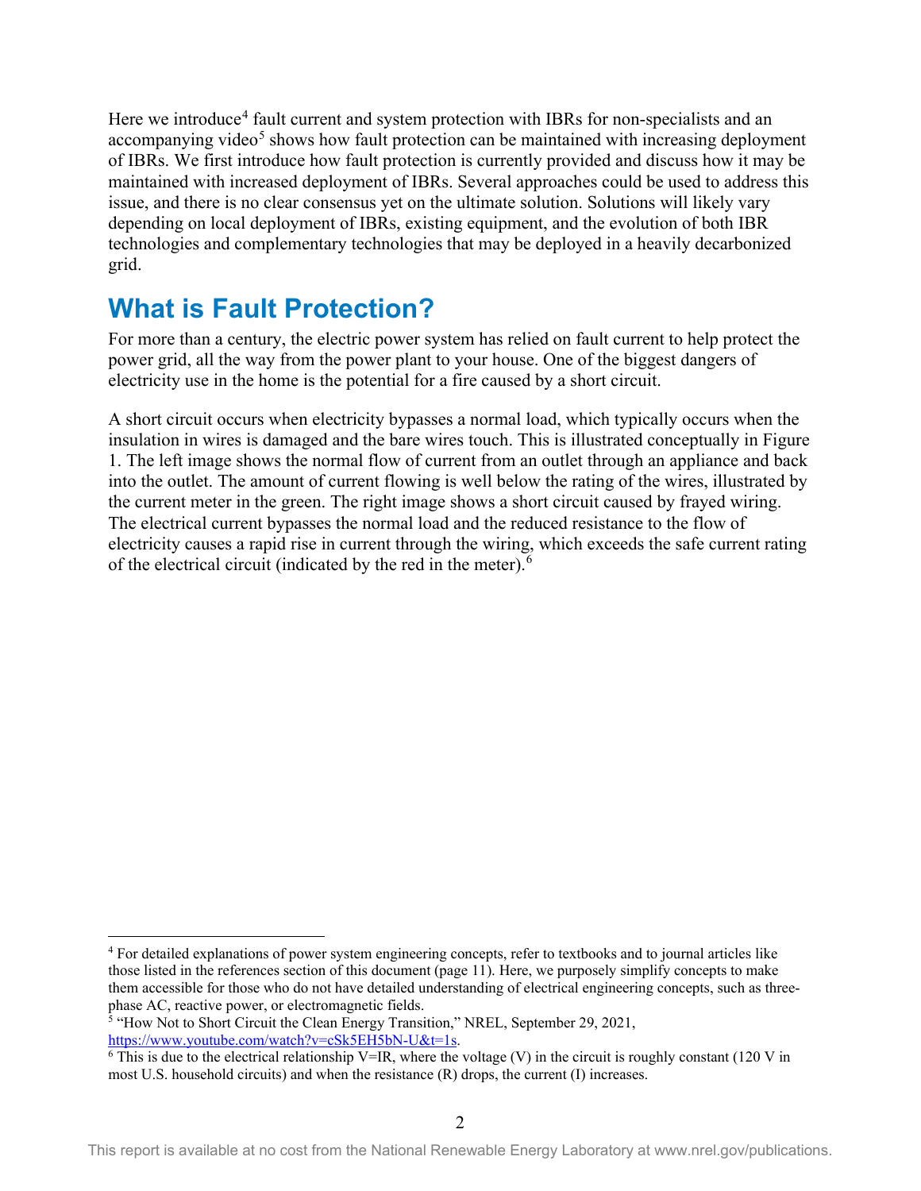Here we introduce[4] fault current and system protection with IBRs for non-specialists and an accompanying video[5] shows how fault protection can be maintained with increasing deployment of IBRs. We first introduce how fault protection is currently provided and discuss how it may be maintained with increased deployment of IBRs. Several approaches could be used to address this issue, and there is no clear consensus yet on the ultimate solution. Solutions will likely vary depending on local deployment of IBRs, existing equipment, and the evolution of both IBR technologies and complementary technologies that may be deployed in a heavily decarbonized grid.

## What is Fault Protection?

For more than a century, the electric power system has relied on fault current to help protect the power grid, all the way from the power plant to your house. One of the biggest dangers of electricity use in the home is the potential for a fire caused by a short circuit.

A short circuit occurs when electricity bypasses a normal load, which typically occurs when the insulation in wires is damaged and the bare wires touch. This is illustrated conceptually in Figure 1. The left image shows the normal flow of current from an outlet through an appliance and back into the outlet. The amount of current flowing is well below the rating of the wires, illustrated by the current meter in the green. The right image shows a short circuit caused by frayed wiring. The electrical current bypasses the normal load and the reduced resistance to the flow of electricity causes a rapid rise in current through the wiring, which exceeds the safe current rating of the electrical circuit (indicated by the red in the meter).[6]

---

[4] For detailed explanations of power system engineering concepts, refer to textbooks and to journal articles like those listed in the references section of this document (page 11). Here, we purposely simplify concepts to make them accessible for those who do not have detailed understanding of electrical engineering concepts, such as three-phase AC, reactive power, or electromagnetic fields.

[5] "How Not to Short Circuit the Clean Energy Transition," NREL, September 29, 2021, https://www.youtube.com/watch?v=cSk5EH5bN-U&t=1s.

[6] This is due to the electrical relationship $V=IR$, where the voltage ($V$) in the circuit is roughly constant (120 V in most U.S. household circuits) and when the resistance ($R$) drops, the current ($I$) increases.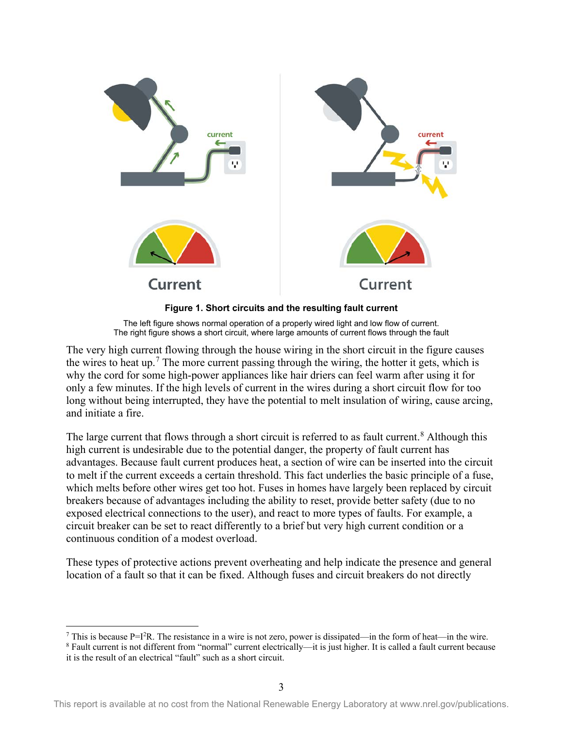**Figure 1. Short circuits and the resulting fault current**

The left figure shows normal operation of a properly wired light and low flow of current.
The right figure shows a short circuit, where large amounts of current flows through the fault

The very high current flowing through the house wiring in the short circuit in the figure causes the wires to heat up.[7] The more current passing through the wiring, the hotter it gets, which is why the cord for some high-power appliances like hair driers can feel warm after using it for only a few minutes. If the high levels of current in the wires during a short circuit flow for too long without being interrupted, they have the potential to melt insulation of wiring, cause arcing, and initiate a fire.

The large current that flows through a short circuit is referred to as fault current.[8] Although this high current is undesirable due to the potential danger, the property of fault current has advantages. Because fault current produces heat, a section of wire can be inserted into the circuit to melt if the current exceeds a certain threshold. This fact underlies the basic principle of a fuse, which melts before other wires get too hot. Fuses in homes have largely been replaced by circuit breakers because of advantages including the ability to reset, provide better safety (due to no exposed electrical connections to the user), and react to more types of faults. For example, a circuit breaker can be set to react differently to a brief but very high current condition or a continuous condition of a modest overload.

These types of protective actions prevent overheating and help indicate the presence and general location of a fault so that it can be fixed. Although fuses and circuit breakers do not directly

---

[7] This is because $P=I^2R$. The resistance in a wire is not zero, power is dissipated—in the form of heat—in the wire.

[8] Fault current is not different from "normal" current electrically—it is just higher. It is called a fault current because it is the result of an electrical "fault" such as a short circuit.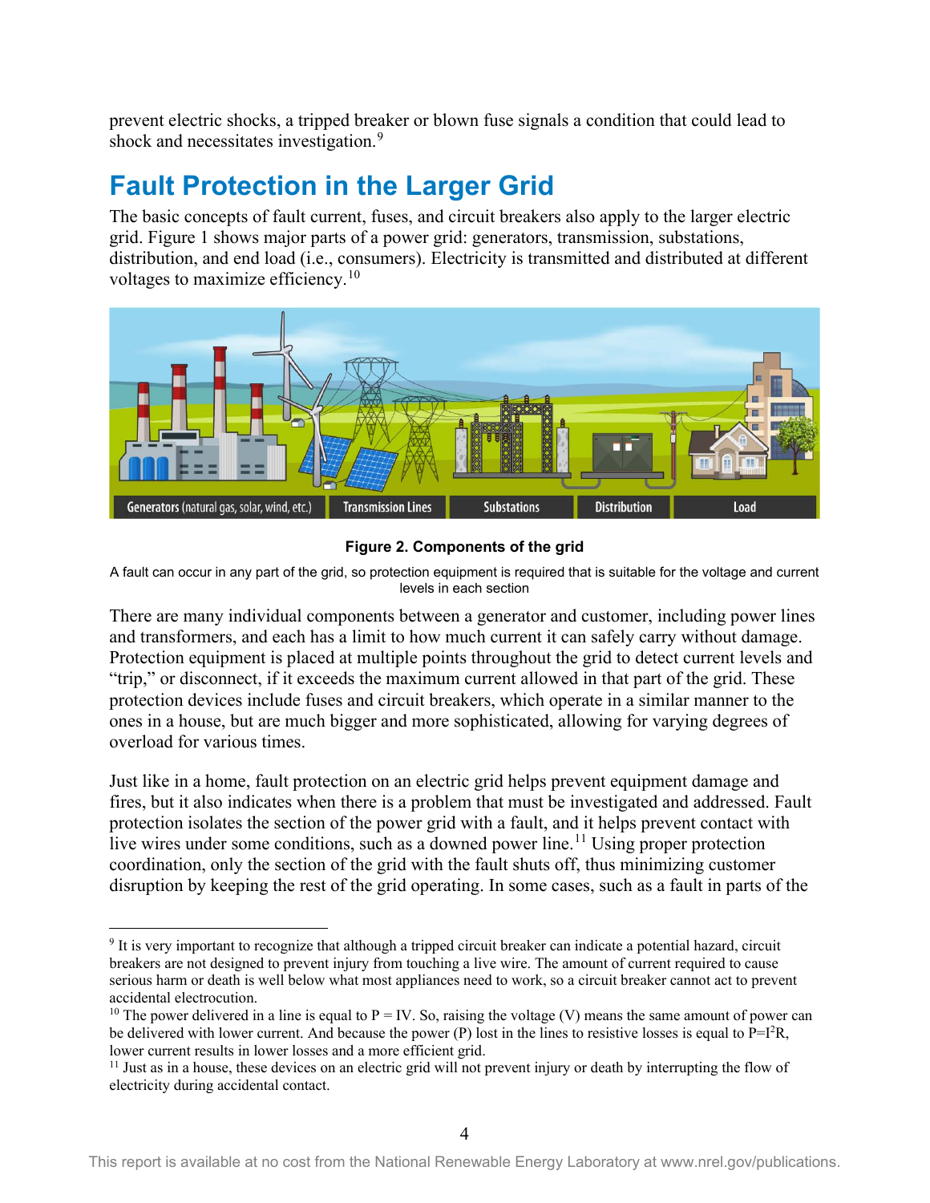prevent electric shocks, a tripped breaker or blown fuse signals a condition that could lead to shock and necessitates investigation.[9]

## Fault Protection in the Larger Grid

The basic concepts of fault current, fuses, and circuit breakers also apply to the larger electric grid. Figure 1 shows major parts of a power grid: generators, transmission, substations, distribution, and end load (i.e., consumers). Electricity is transmitted and distributed at different voltages to maximize efficiency.[10]

**Figure 2. Components of the grid**

A fault can occur in any part of the grid, so protection equipment is required that is suitable for the voltage and current levels in each section

There are many individual components between a generator and customer, including power lines and transformers, and each has a limit to how much current it can safely carry without damage. Protection equipment is placed at multiple points throughout the grid to detect current levels and "trip," or disconnect, if it exceeds the maximum current allowed in that part of the grid. These protection devices include fuses and circuit breakers, which operate in a similar manner to the ones in a house, but are much bigger and more sophisticated, allowing for varying degrees of overload for various times.

Just like in a home, fault protection on an electric grid helps prevent equipment damage and fires, but it also indicates when there is a problem that must be investigated and addressed. Fault protection isolates the section of the power grid with a fault, and it helps prevent contact with live wires under some conditions, such as a downed power line.[11] Using proper protection coordination, only the section of the grid with the fault shuts off, thus minimizing customer disruption by keeping the rest of the grid operating. In some cases, such as a fault in parts of the

---

[9] It is very important to recognize that although a tripped circuit breaker can indicate a potential hazard, circuit breakers are not designed to prevent injury from touching a live wire. The amount of current required to cause serious harm or death is well below what most appliances need to work, so a circuit breaker cannot act to prevent accidental electrocution.

[10] The power delivered in a line is equal to $P = IV$. So, raising the voltage (V) means the same amount of power can be delivered with lower current. And because the power (P) lost in the lines to resistive losses is equal to $P=I^2R$, lower current results in lower losses and a more efficient grid.

[11] Just as in a house, these devices on an electric grid will not prevent injury or death by interrupting the flow of electricity during accidental contact.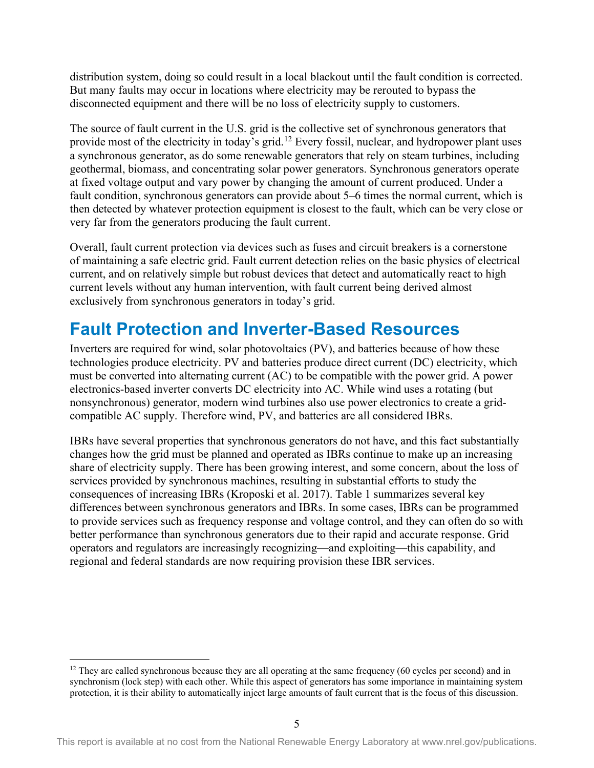distribution system, doing so could result in a local blackout until the fault condition is corrected. But many faults may occur in locations where electricity may be rerouted to bypass the disconnected equipment and there will be no loss of electricity supply to customers.

The source of fault current in the U.S. grid is the collective set of synchronous generators that provide most of the electricity in today's grid.[12] Every fossil, nuclear, and hydropower plant uses a synchronous generator, as do some renewable generators that rely on steam turbines, including geothermal, biomass, and concentrating solar power generators. Synchronous generators operate at fixed voltage output and vary power by changing the amount of current produced. Under a fault condition, synchronous generators can provide about 5–6 times the normal current, which is then detected by whatever protection equipment is closest to the fault, which can be very close or very far from the generators producing the fault current.

Overall, fault current protection via devices such as fuses and circuit breakers is a cornerstone of maintaining a safe electric grid. Fault current detection relies on the basic physics of electrical current, and on relatively simple but robust devices that detect and automatically react to high current levels without any human intervention, with fault current being derived almost exclusively from synchronous generators in today's grid.

# Fault Protection and Inverter-Based Resources

Inverters are required for wind, solar photovoltaics (PV), and batteries because of how these technologies produce electricity. PV and batteries produce direct current (DC) electricity, which must be converted into alternating current (AC) to be compatible with the power grid. A power electronics-based inverter converts DC electricity into AC. While wind uses a rotating (but nonsynchronous) generator, modern wind turbines also use power electronics to create a grid-compatible AC supply. Therefore wind, PV, and batteries are all considered IBRs.

IBRs have several properties that synchronous generators do not have, and this fact substantially changes how the grid must be planned and operated as IBRs continue to make up an increasing share of electricity supply. There has been growing interest, and some concern, about the loss of services provided by synchronous machines, resulting in substantial efforts to study the consequences of increasing IBRs (Kroposki et al. 2017). Table 1 summarizes several key differences between synchronous generators and IBRs. In some cases, IBRs can be programmed to provide services such as frequency response and voltage control, and they can often do so with better performance than synchronous generators due to their rapid and accurate response. Grid operators and regulators are increasingly recognizing—and exploiting—this capability, and regional and federal standards are now requiring provision these IBR services.

[12] They are called synchronous because they are all operating at the same frequency (60 cycles per second) and in synchronism (lock step) with each other. While this aspect of generators has some importance in maintaining system protection, it is their ability to automatically inject large amounts of fault current that is the focus of this discussion.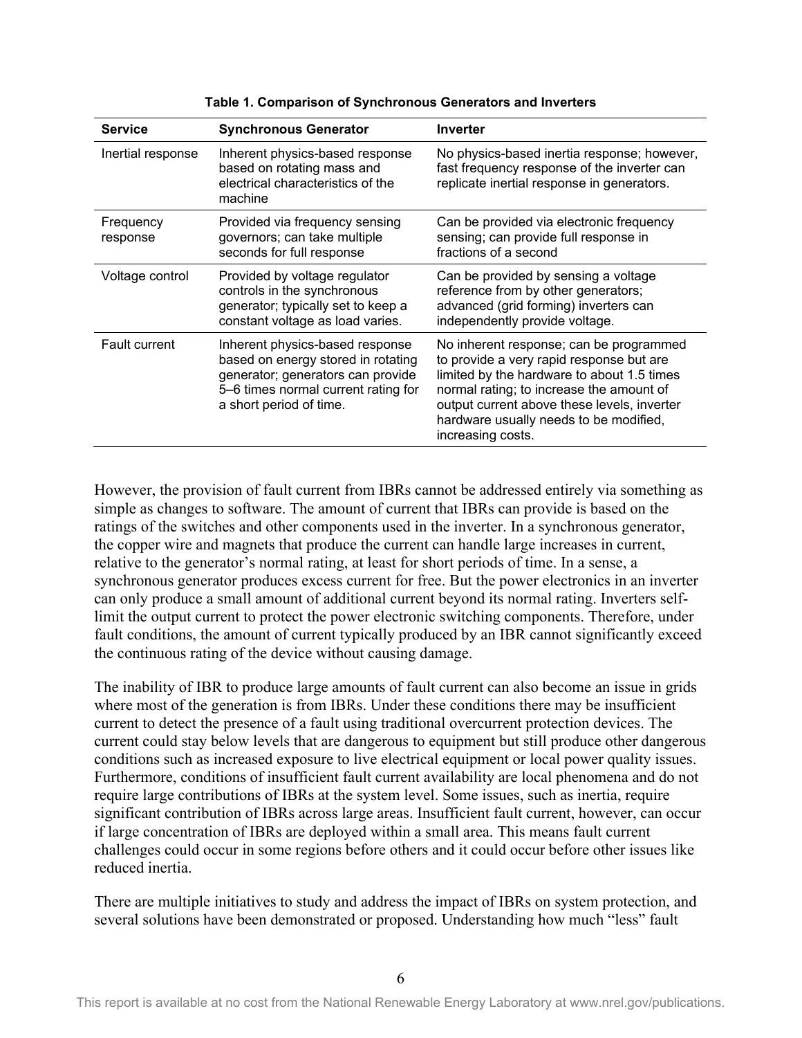**Table 1. Comparison of Synchronous Generators and Inverters**

| Service | Synchronous Generator | Inverter |
|---|---|---|
| Inertial response | Inherent physics-based response based on rotating mass and electrical characteristics of the machine | No physics-based inertia response; however, fast frequency response of the inverter can replicate inertial response in generators. |
| Frequency response | Provided via frequency sensing governors; can take multiple seconds for full response | Can be provided via electronic frequency sensing; can provide full response in fractions of a second |
| Voltage control | Provided by voltage regulator controls in the synchronous generator; typically set to keep a constant voltage as load varies. | Can be provided by sensing a voltage reference from by other generators; advanced (grid forming) inverters can independently provide voltage. |
| Fault current | Inherent physics-based response based on energy stored in rotating generator; generators can provide 5–6 times normal current rating for a short period of time. | No inherent response; can be programmed to provide a very rapid response but are limited by the hardware to about 1.5 times normal rating; to increase the amount of output current above these levels, inverter hardware usually needs to be modified, increasing costs. |

However, the provision of fault current from IBRs cannot be addressed entirely via something as simple as changes to software. The amount of current that IBRs can provide is based on the ratings of the switches and other components used in the inverter. In a synchronous generator, the copper wire and magnets that produce the current can handle large increases in current, relative to the generator's normal rating, at least for short periods of time. In a sense, a synchronous generator produces excess current for free. But the power electronics in an inverter can only produce a small amount of additional current beyond its normal rating. Inverters self-limit the output current to protect the power electronic switching components. Therefore, under fault conditions, the amount of current typically produced by an IBR cannot significantly exceed the continuous rating of the device without causing damage.

The inability of IBR to produce large amounts of fault current can also become an issue in grids where most of the generation is from IBRs. Under these conditions there may be insufficient current to detect the presence of a fault using traditional overcurrent protection devices. The current could stay below levels that are dangerous to equipment but still produce other dangerous conditions such as increased exposure to live electrical equipment or local power quality issues. Furthermore, conditions of insufficient fault current availability are local phenomena and do not require large contributions of IBRs at the system level. Some issues, such as inertia, require significant contribution of IBRs across large areas. Insufficient fault current, however, can occur if large concentration of IBRs are deployed within a small area. This means fault current challenges could occur in some regions before others and it could occur before other issues like reduced inertia.

There are multiple initiatives to study and address the impact of IBRs on system protection, and several solutions have been demonstrated or proposed. Understanding how much "less" fault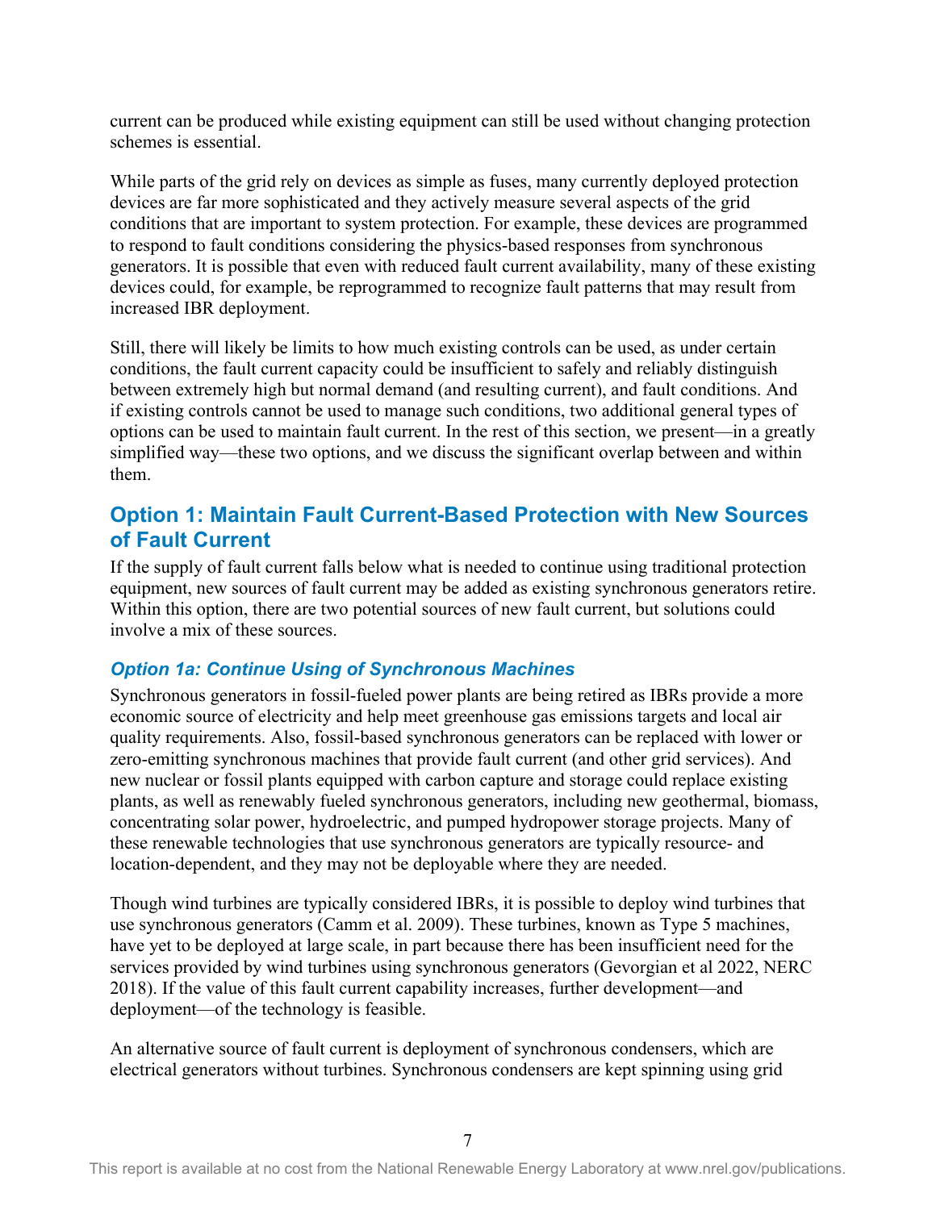current can be produced while existing equipment can still be used without changing protection schemes is essential.

While parts of the grid rely on devices as simple as fuses, many currently deployed protection devices are far more sophisticated and they actively measure several aspects of the grid conditions that are important to system protection. For example, these devices are programmed to respond to fault conditions considering the physics-based responses from synchronous generators. It is possible that even with reduced fault current availability, many of these existing devices could, for example, be reprogrammed to recognize fault patterns that may result from increased IBR deployment.

Still, there will likely be limits to how much existing controls can be used, as under certain conditions, the fault current capacity could be insufficient to safely and reliably distinguish between extremely high but normal demand (and resulting current), and fault conditions. And if existing controls cannot be used to manage such conditions, two additional general types of options can be used to maintain fault current. In the rest of this section, we present—in a greatly simplified way—these two options, and we discuss the significant overlap between and within them.

## Option 1: Maintain Fault Current-Based Protection with New Sources of Fault Current

If the supply of fault current falls below what is needed to continue using traditional protection equipment, new sources of fault current may be added as existing synchronous generators retire. Within this option, there are two potential sources of new fault current, but solutions could involve a mix of these sources.

### *Option 1a: Continue Using of Synchronous Machines*

Synchronous generators in fossil-fueled power plants are being retired as IBRs provide a more economic source of electricity and help meet greenhouse gas emissions targets and local air quality requirements. Also, fossil-based synchronous generators can be replaced with lower or zero-emitting synchronous machines that provide fault current (and other grid services). And new nuclear or fossil plants equipped with carbon capture and storage could replace existing plants, as well as renewably fueled synchronous generators, including new geothermal, biomass, concentrating solar power, hydroelectric, and pumped hydropower storage projects. Many of these renewable technologies that use synchronous generators are typically resource- and location-dependent, and they may not be deployable where they are needed.

Though wind turbines are typically considered IBRs, it is possible to deploy wind turbines that use synchronous generators (Camm et al. 2009). These turbines, known as Type 5 machines, have yet to be deployed at large scale, in part because there has been insufficient need for the services provided by wind turbines using synchronous generators (Gevorgian et al 2022, NERC 2018). If the value of this fault current capability increases, further development—and deployment—of the technology is feasible.

An alternative source of fault current is deployment of synchronous condensers, which are electrical generators without turbines. Synchronous condensers are kept spinning using grid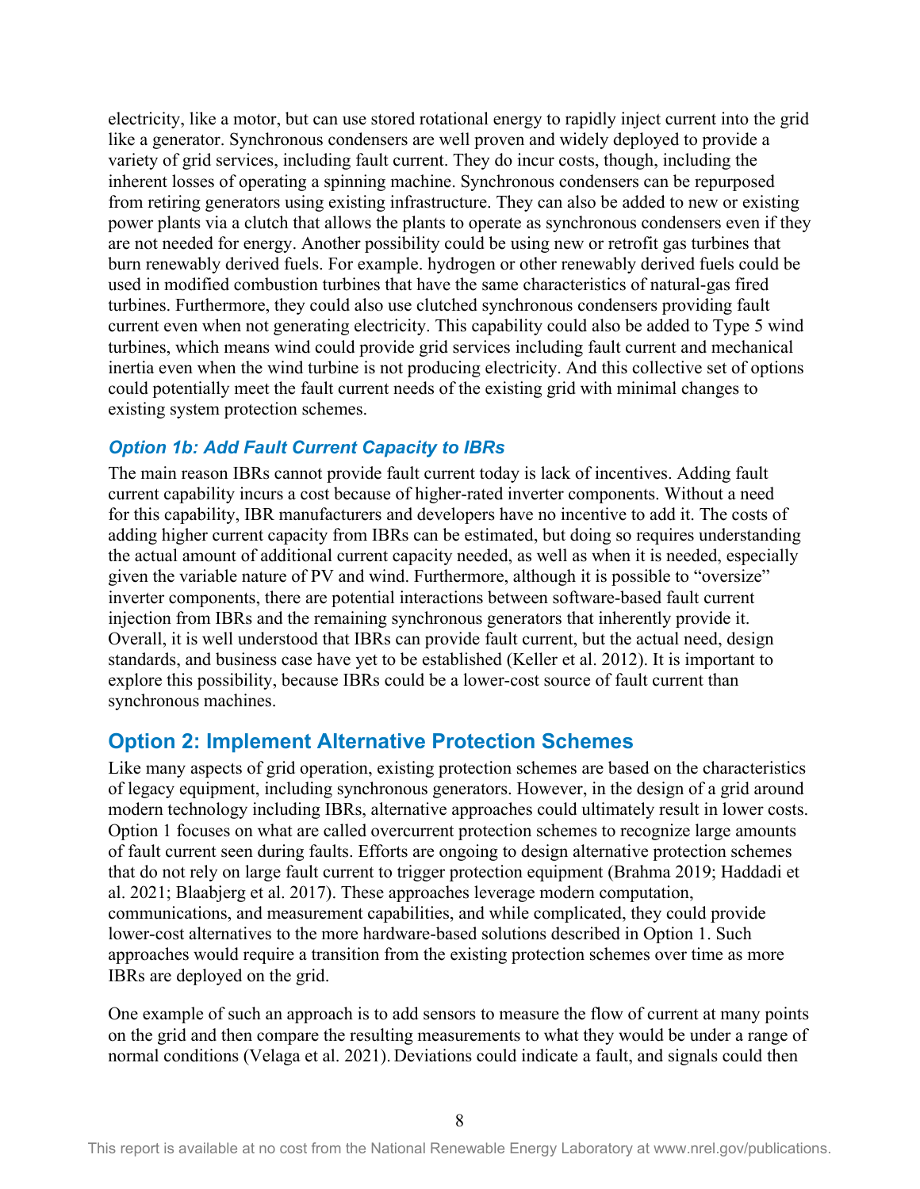electricity, like a motor, but can use stored rotational energy to rapidly inject current into the grid like a generator. Synchronous condensers are well proven and widely deployed to provide a variety of grid services, including fault current. They do incur costs, though, including the inherent losses of operating a spinning machine. Synchronous condensers can be repurposed from retiring generators using existing infrastructure. They can also be added to new or existing power plants via a clutch that allows the plants to operate as synchronous condensers even if they are not needed for energy. Another possibility could be using new or retrofit gas turbines that burn renewably derived fuels. For example. hydrogen or other renewably derived fuels could be used in modified combustion turbines that have the same characteristics of natural-gas fired turbines. Furthermore, they could also use clutched synchronous condensers providing fault current even when not generating electricity. This capability could also be added to Type 5 wind turbines, which means wind could provide grid services including fault current and mechanical inertia even when the wind turbine is not producing electricity. And this collective set of options could potentially meet the fault current needs of the existing grid with minimal changes to existing system protection schemes.

### *Option 1b: Add Fault Current Capacity to IBRs*

The main reason IBRs cannot provide fault current today is lack of incentives. Adding fault current capability incurs a cost because of higher-rated inverter components. Without a need for this capability, IBR manufacturers and developers have no incentive to add it. The costs of adding higher current capacity from IBRs can be estimated, but doing so requires understanding the actual amount of additional current capacity needed, as well as when it is needed, especially given the variable nature of PV and wind. Furthermore, although it is possible to "oversize" inverter components, there are potential interactions between software-based fault current injection from IBRs and the remaining synchronous generators that inherently provide it. Overall, it is well understood that IBRs can provide fault current, but the actual need, design standards, and business case have yet to be established (Keller et al. 2012). It is important to explore this possibility, because IBRs could be a lower-cost source of fault current than synchronous machines.

## Option 2: Implement Alternative Protection Schemes

Like many aspects of grid operation, existing protection schemes are based on the characteristics of legacy equipment, including synchronous generators. However, in the design of a grid around modern technology including IBRs, alternative approaches could ultimately result in lower costs. Option 1 focuses on what are called overcurrent protection schemes to recognize large amounts of fault current seen during faults. Efforts are ongoing to design alternative protection schemes that do not rely on large fault current to trigger protection equipment (Brahma 2019; Haddadi et al. 2021; Blaabjerg et al. 2017). These approaches leverage modern computation, communications, and measurement capabilities, and while complicated, they could provide lower-cost alternatives to the more hardware-based solutions described in Option 1. Such approaches would require a transition from the existing protection schemes over time as more IBRs are deployed on the grid.

One example of such an approach is to add sensors to measure the flow of current at many points on the grid and then compare the resulting measurements to what they would be under a range of normal conditions (Velaga et al. 2021). Deviations could indicate a fault, and signals could then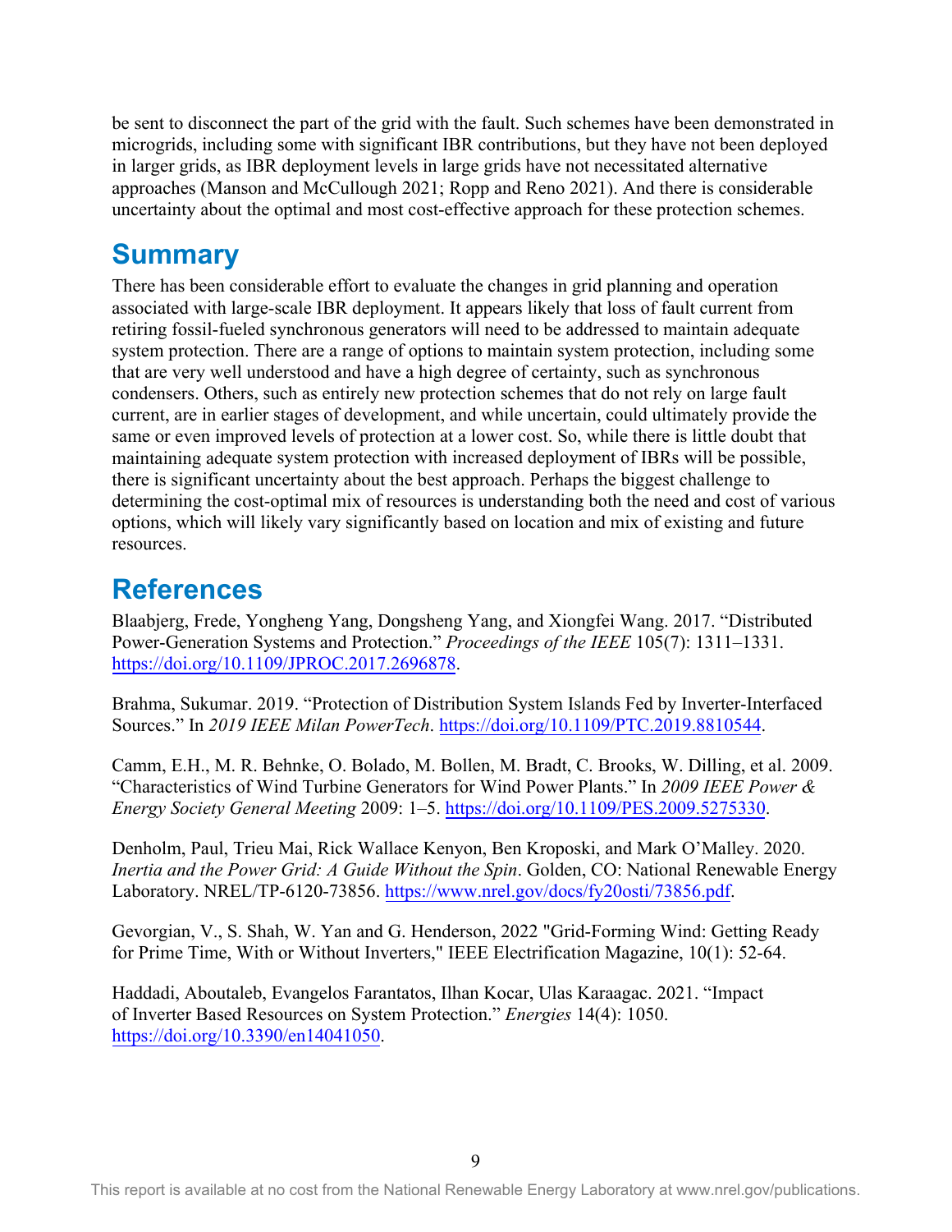be sent to disconnect the part of the grid with the fault. Such schemes have been demonstrated in microgrids, including some with significant IBR contributions, but they have not been deployed in larger grids, as IBR deployment levels in large grids have not necessitated alternative approaches (Manson and McCullough 2021; Ropp and Reno 2021). And there is considerable uncertainty about the optimal and most cost-effective approach for these protection schemes.

# Summary

There has been considerable effort to evaluate the changes in grid planning and operation associated with large-scale IBR deployment. It appears likely that loss of fault current from retiring fossil-fueled synchronous generators will need to be addressed to maintain adequate system protection. There are a range of options to maintain system protection, including some that are very well understood and have a high degree of certainty, such as synchronous condensers. Others, such as entirely new protection schemes that do not rely on large fault current, are in earlier stages of development, and while uncertain, could ultimately provide the same or even improved levels of protection at a lower cost. So, while there is little doubt that maintaining adequate system protection with increased deployment of IBRs will be possible, there is significant uncertainty about the best approach. Perhaps the biggest challenge to determining the cost-optimal mix of resources is understanding both the need and cost of various options, which will likely vary significantly based on location and mix of existing and future resources.

# References

Blaabjerg, Frede, Yongheng Yang, Dongsheng Yang, and Xiongfei Wang. 2017. "Distributed Power-Generation Systems and Protection." *Proceedings of the IEEE* 105(7): 1311–1331. https://doi.org/10.1109/JPROC.2017.2696878.

Brahma, Sukumar. 2019. "Protection of Distribution System Islands Fed by Inverter-Interfaced Sources." In *2019 IEEE Milan PowerTech*. https://doi.org/10.1109/PTC.2019.8810544.

Camm, E.H., M. R. Behnke, O. Bolado, M. Bollen, M. Bradt, C. Brooks, W. Dilling, et al. 2009. "Characteristics of Wind Turbine Generators for Wind Power Plants." In *2009 IEEE Power & Energy Society General Meeting* 2009: 1–5. https://doi.org/10.1109/PES.2009.5275330.

Denholm, Paul, Trieu Mai, Rick Wallace Kenyon, Ben Kroposki, and Mark O'Malley. 2020. *Inertia and the Power Grid: A Guide Without the Spin*. Golden, CO: National Renewable Energy Laboratory. NREL/TP-6120-73856. https://www.nrel.gov/docs/fy20osti/73856.pdf.

Gevorgian, V., S. Shah, W. Yan and G. Henderson, 2022 "Grid-Forming Wind: Getting Ready for Prime Time, With or Without Inverters," IEEE Electrification Magazine, 10(1): 52-64.

Haddadi, Aboutaleb, Evangelos Farantatos, Ilhan Kocar, Ulas Karaagac. 2021. "Impact of Inverter Based Resources on System Protection." *Energies* 14(4): 1050. https://doi.org/10.3390/en14041050.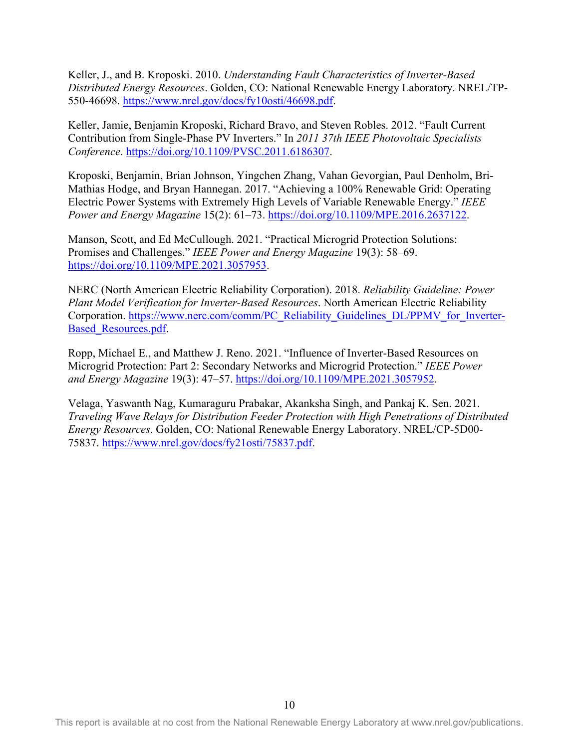Keller, J., and B. Kroposki. 2010. *Understanding Fault Characteristics of Inverter-Based Distributed Energy Resources*. Golden, CO: National Renewable Energy Laboratory. NREL/TP-550-46698. https://www.nrel.gov/docs/fy10osti/46698.pdf.

Keller, Jamie, Benjamin Kroposki, Richard Bravo, and Steven Robles. 2012. "Fault Current Contribution from Single-Phase PV Inverters." In *2011 37th IEEE Photovoltaic Specialists Conference*. https://doi.org/10.1109/PVSC.2011.6186307.

Kroposki, Benjamin, Brian Johnson, Yingchen Zhang, Vahan Gevorgian, Paul Denholm, Bri-Mathias Hodge, and Bryan Hannegan. 2017. "Achieving a 100% Renewable Grid: Operating Electric Power Systems with Extremely High Levels of Variable Renewable Energy." *IEEE Power and Energy Magazine* 15(2): 61–73. https://doi.org/10.1109/MPE.2016.2637122.

Manson, Scott, and Ed McCullough. 2021. "Practical Microgrid Protection Solutions: Promises and Challenges." *IEEE Power and Energy Magazine* 19(3): 58–69. https://doi.org/10.1109/MPE.2021.3057953.

NERC (North American Electric Reliability Corporation). 2018. *Reliability Guideline: Power Plant Model Verification for Inverter-Based Resources*. North American Electric Reliability Corporation. https://www.nerc.com/comm/PC_Reliability_Guidelines_DL/PPMV_for_Inverter-Based_Resources.pdf.

Ropp, Michael E., and Matthew J. Reno. 2021. "Influence of Inverter-Based Resources on Microgrid Protection: Part 2: Secondary Networks and Microgrid Protection." *IEEE Power and Energy Magazine* 19(3): 47–57. https://doi.org/10.1109/MPE.2021.3057952.

Velaga, Yaswanth Nag, Kumaraguru Prabakar, Akanksha Singh, and Pankaj K. Sen. 2021. *Traveling Wave Relays for Distribution Feeder Protection with High Penetrations of Distributed Energy Resources*. Golden, CO: National Renewable Energy Laboratory. NREL/CP-5D00-75837. https://www.nrel.gov/docs/fy21osti/75837.pdf.